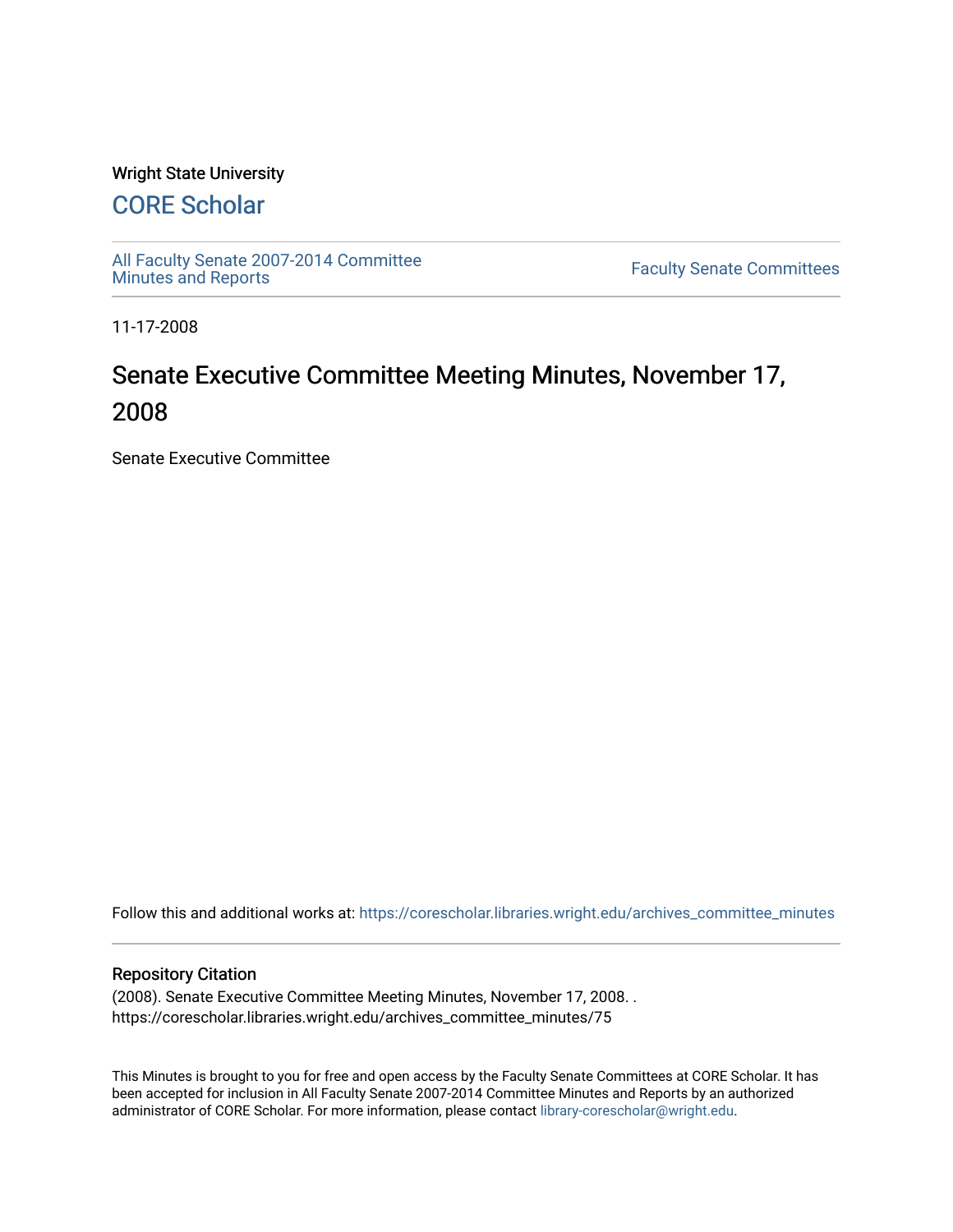Wright State University

## CORE Scholar

All Faculty Senate 2007-2014 Committee Minutes and Reports

Faculty Senate Committees

11-17-2008

# Senate Executive Committee Meeting Minutes, November 17, 2008

Senate Executive Committee

Follow this and additional works at: https://corescholar.libraries.wright.edu/archives_committee_minutes

### Repository Citation

(2008). Senate Executive Committee Meeting Minutes, November 17, 2008. .
https://corescholar.libraries.wright.edu/archives_committee_minutes/75

This Minutes is brought to you for free and open access by the Faculty Senate Committees at CORE Scholar. It has been accepted for inclusion in All Faculty Senate 2007-2014 Committee Minutes and Reports by an authorized administrator of CORE Scholar. For more information, please contact library-corescholar@wright.edu.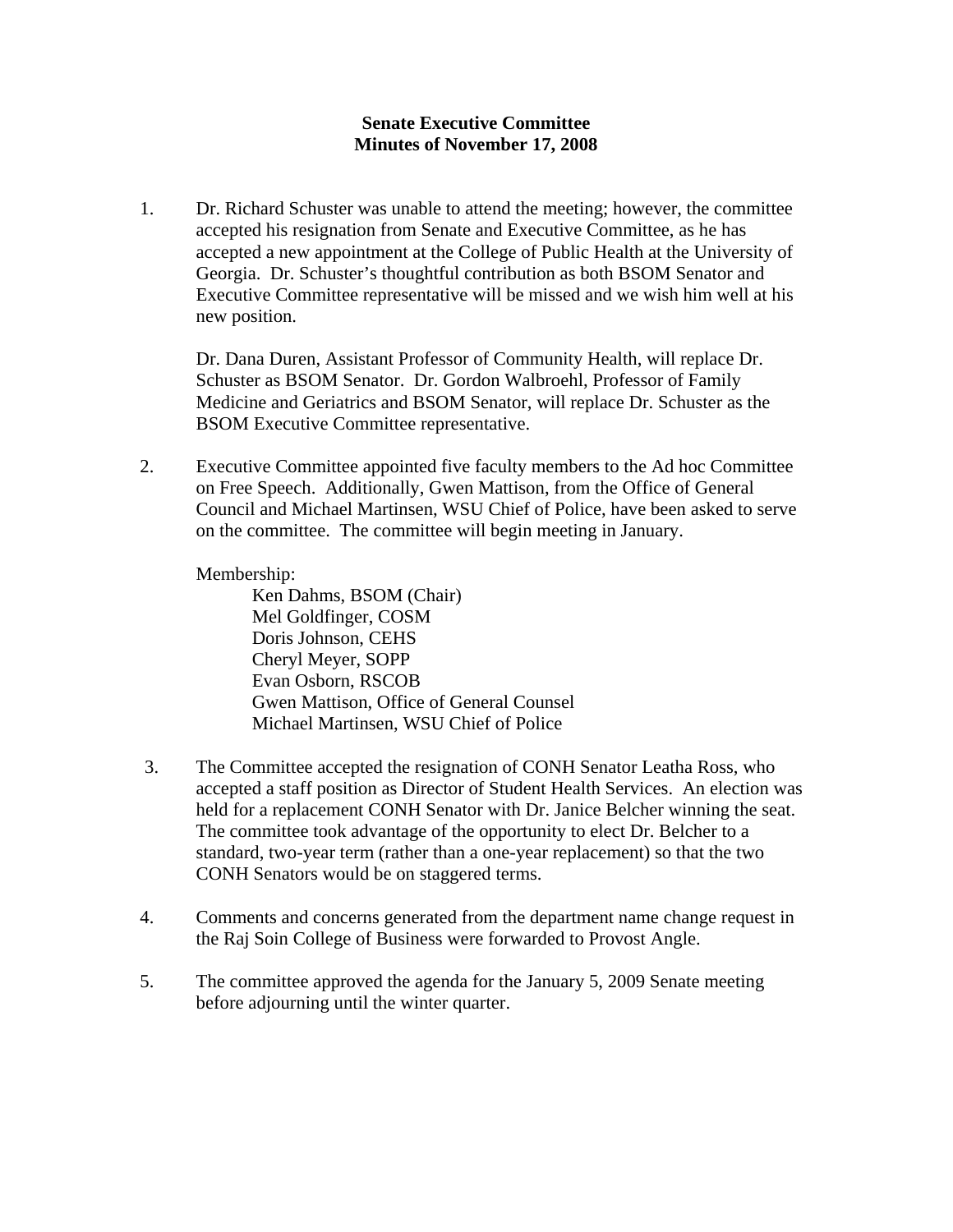**Senate Executive Committee**
**Minutes of November 17, 2008**

1. Dr. Richard Schuster was unable to attend the meeting; however, the committee accepted his resignation from Senate and Executive Committee, as he has accepted a new appointment at the College of Public Health at the University of Georgia. Dr. Schuster's thoughtful contribution as both BSOM Senator and Executive Committee representative will be missed and we wish him well at his new position.

   Dr. Dana Duren, Assistant Professor of Community Health, will replace Dr. Schuster as BSOM Senator. Dr. Gordon Walbroehl, Professor of Family Medicine and Geriatrics and BSOM Senator, will replace Dr. Schuster as the BSOM Executive Committee representative.

2. Executive Committee appointed five faculty members to the Ad hoc Committee on Free Speech. Additionally, Gwen Mattison, from the Office of General Council and Michael Martinsen, WSU Chief of Police, have been asked to serve on the committee. The committee will begin meeting in January.

   Membership:

   Ken Dahms, BSOM (Chair)
   Mel Goldfinger, COSM
   Doris Johnson, CEHS
   Cheryl Meyer, SOPP
   Evan Osborn, RSCOB
   Gwen Mattison, Office of General Counsel
   Michael Martinsen, WSU Chief of Police

3. The Committee accepted the resignation of CONH Senator Leatha Ross, who accepted a staff position as Director of Student Health Services. An election was held for a replacement CONH Senator with Dr. Janice Belcher winning the seat. The committee took advantage of the opportunity to elect Dr. Belcher to a standard, two-year term (rather than a one-year replacement) so that the two CONH Senators would be on staggered terms.

4. Comments and concerns generated from the department name change request in the Raj Soin College of Business were forwarded to Provost Angle.

5. The committee approved the agenda for the January 5, 2009 Senate meeting before adjourning until the winter quarter.